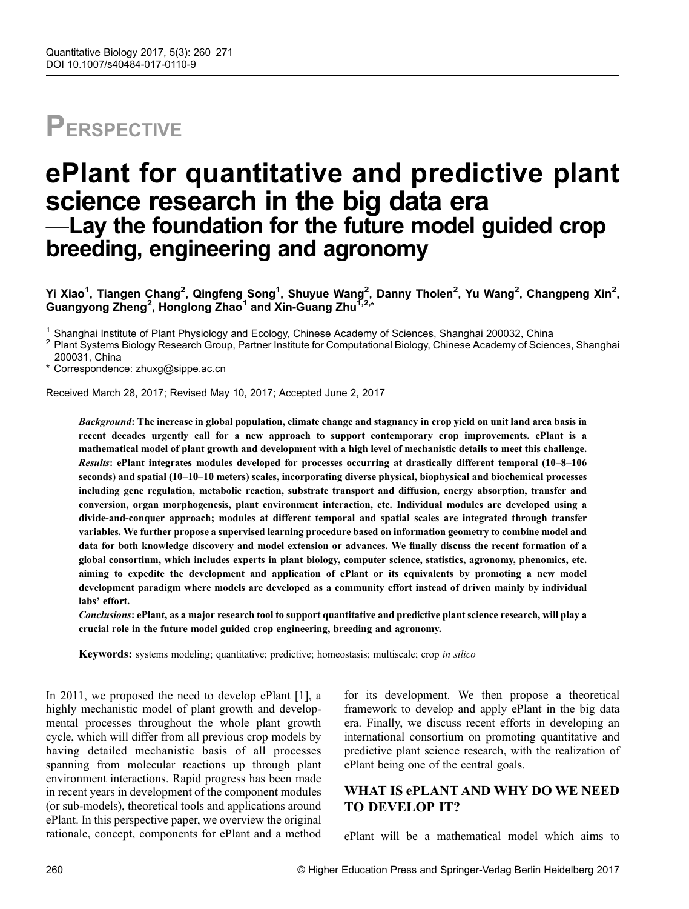PERSPECTIVE

# ePlant for quantitative and predictive plant science research in the big data era

## —Lay the foundation for the future model guided crop breeding, engineering and agronomy

**Yi Xiao[1], Tiangen Chang[2], Qingfeng Song[1], Shuyue Wang[2], Danny Tholen[2], Yu Wang[2], Changpeng Xin[2], Guangyong Zheng[2], Honglong Zhao[1] and Xin-Guang Zhu[1,2,*]**

[1] Shanghai Institute of Plant Physiology and Ecology, Chinese Academy of Sciences, Shanghai 200032, China
[2] Plant Systems Biology Research Group, Partner Institute for Computational Biology, Chinese Academy of Sciences, Shanghai 200031, China
\* Correspondence: zhuxg@sippe.ac.cn

Received March 28, 2017; Revised May 10, 2017; Accepted June 2, 2017

***Background*: The increase in global population, climate change and stagnancy in crop yield on unit land area basis in recent decades urgently call for a new approach to support contemporary crop improvements. ePlant is a mathematical model of plant growth and development with a high level of mechanistic details to meet this challenge.**
***Results*: ePlant integrates modules developed for processes occurring at drastically different temporal (10–8–106 seconds) and spatial (10–10–10 meters) scales, incorporating diverse physical, biophysical and biochemical processes including gene regulation, metabolic reaction, substrate transport and diffusion, energy absorption, transfer and conversion, organ morphogenesis, plant environment interaction, etc. Individual modules are developed using a divide-and-conquer approach; modules at different temporal and spatial scales are integrated through transfer variables. We further propose a supervised learning procedure based on information geometry to combine model and data for both knowledge discovery and model extension or advances. We finally discuss the recent formation of a global consortium, which includes experts in plant biology, computer science, statistics, agronomy, phenomics, etc. aiming to expedite the development and application of ePlant or its equivalents by promoting a new model development paradigm where models are developed as a community effort instead of driven mainly by individual labs' effort.**
***Conclusions*: ePlant, as a major research tool to support quantitative and predictive plant science research, will play a crucial role in the future model guided crop engineering, breeding and agronomy.**

**Keywords:** systems modeling; quantitative; predictive; homeostasis; multiscale; crop *in silico*

In 2011, we proposed the need to develop ePlant [1], a highly mechanistic model of plant growth and developmental processes throughout the whole plant growth cycle, which will differ from all previous crop models by having detailed mechanistic basis of all processes spanning from molecular reactions up through plant environment interactions. Rapid progress has been made in recent years in development of the component modules (or sub-models), theoretical tools and applications around ePlant. In this perspective paper, we overview the original rationale, concept, components for ePlant and a method for its development. We then propose a theoretical framework to develop and apply ePlant in the big data era. Finally, we discuss recent efforts in developing an international consortium on promoting quantitative and predictive plant science research, with the realization of ePlant being one of the central goals.

## WHAT IS ePLANT AND WHY DO WE NEED TO DEVELOP IT?

ePlant will be a mathematical model which aims to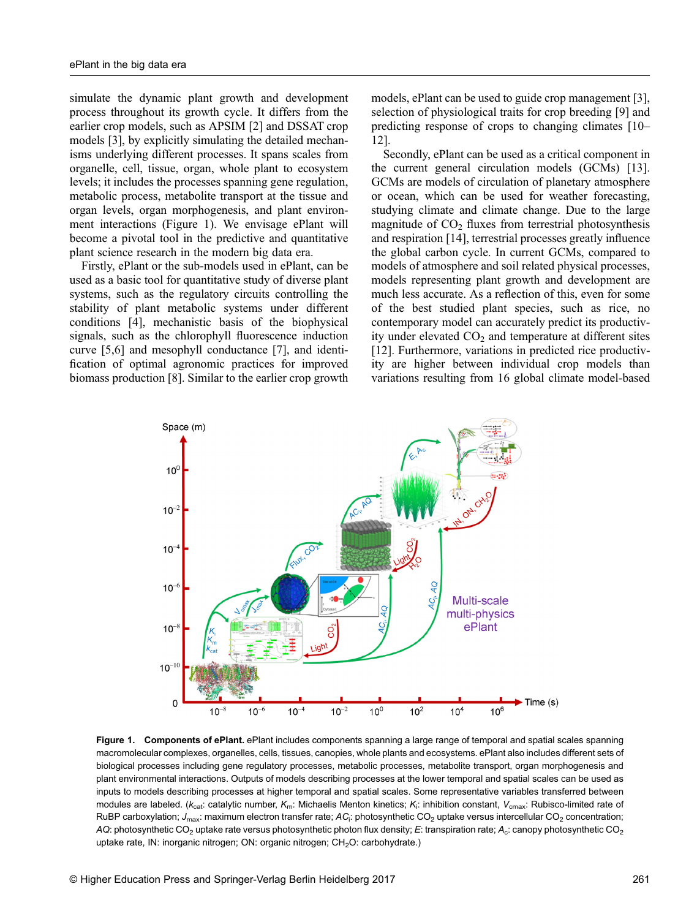simulate the dynamic plant growth and development process throughout its growth cycle. It differs from the earlier crop models, such as APSIM [2] and DSSAT crop models [3], by explicitly simulating the detailed mechanisms underlying different processes. It spans scales from organelle, cell, tissue, organ, whole plant to ecosystem levels; it includes the processes spanning gene regulation, metabolic process, metabolite transport at the tissue and organ levels, organ morphogenesis, and plant environment interactions (Figure 1). We envisage ePlant will become a pivotal tool in the predictive and quantitative plant science research in the modern big data era.

Firstly, ePlant or the sub-models used in ePlant, can be used as a basic tool for quantitative study of diverse plant systems, such as the regulatory circuits controlling the stability of plant metabolic systems under different conditions [4], mechanistic basis of the biophysical signals, such as the chlorophyll fluorescence induction curve [5,6] and mesophyll conductance [7], and identification of optimal agronomic practices for improved biomass production [8]. Similar to the earlier crop growth models, ePlant can be used to guide crop management [3], selection of physiological traits for crop breeding [9] and predicting response of crops to changing climates [10–12].

Secondly, ePlant can be used as a critical component in the current general circulation models (GCMs) [13]. GCMs are models of circulation of planetary atmosphere or ocean, which can be used for weather forecasting, studying climate and climate change. Due to the large magnitude of $CO_2$ fluxes from terrestrial photosynthesis and respiration [14], terrestrial processes greatly influence the global carbon cycle. In current GCMs, compared to models of atmosphere and soil related physical processes, models representing plant growth and development are much less accurate. As a reflection of this, even for some of the best studied plant species, such as rice, no contemporary model can accurately predict its productivity under elevated $CO_2$ and temperature at different sites [12]. Furthermore, variations in predicted rice productivity are higher between individual crop models than variations resulting from 16 global climate model-based

**Figure 1. Components of ePlant.** ePlant includes components spanning a large range of temporal and spatial scales spanning macromolecular complexes, organelles, cells, tissues, canopies, whole plants and ecosystems. ePlant also includes different sets of biological processes including gene regulatory processes, metabolic processes, metabolite transport, organ morphogenesis and plant environmental interactions. Outputs of models describing processes at the lower temporal and spatial scales can be used as inputs to models describing processes at higher temporal and spatial scales. Some representative variables transferred between modules are labeled. ($k_{cat}$: catalytic number, $K_m$: Michaelis Menton kinetics; $K_i$: inhibition constant, $V_{cmax}$: Rubisco-limited rate of RuBP carboxylation; $J_{max}$: maximum electron transfer rate; $AC_i$: photosynthetic $CO_2$ uptake versus intercellular $CO_2$ concentration; $AQ$: photosynthetic $CO_2$ uptake rate versus photosynthetic photon flux density; $E$: transpiration rate; $A_c$: canopy photosynthetic $CO_2$ uptake rate, IN: inorganic nitrogen; ON: organic nitrogen; $CH_2O$: carbohydrate.)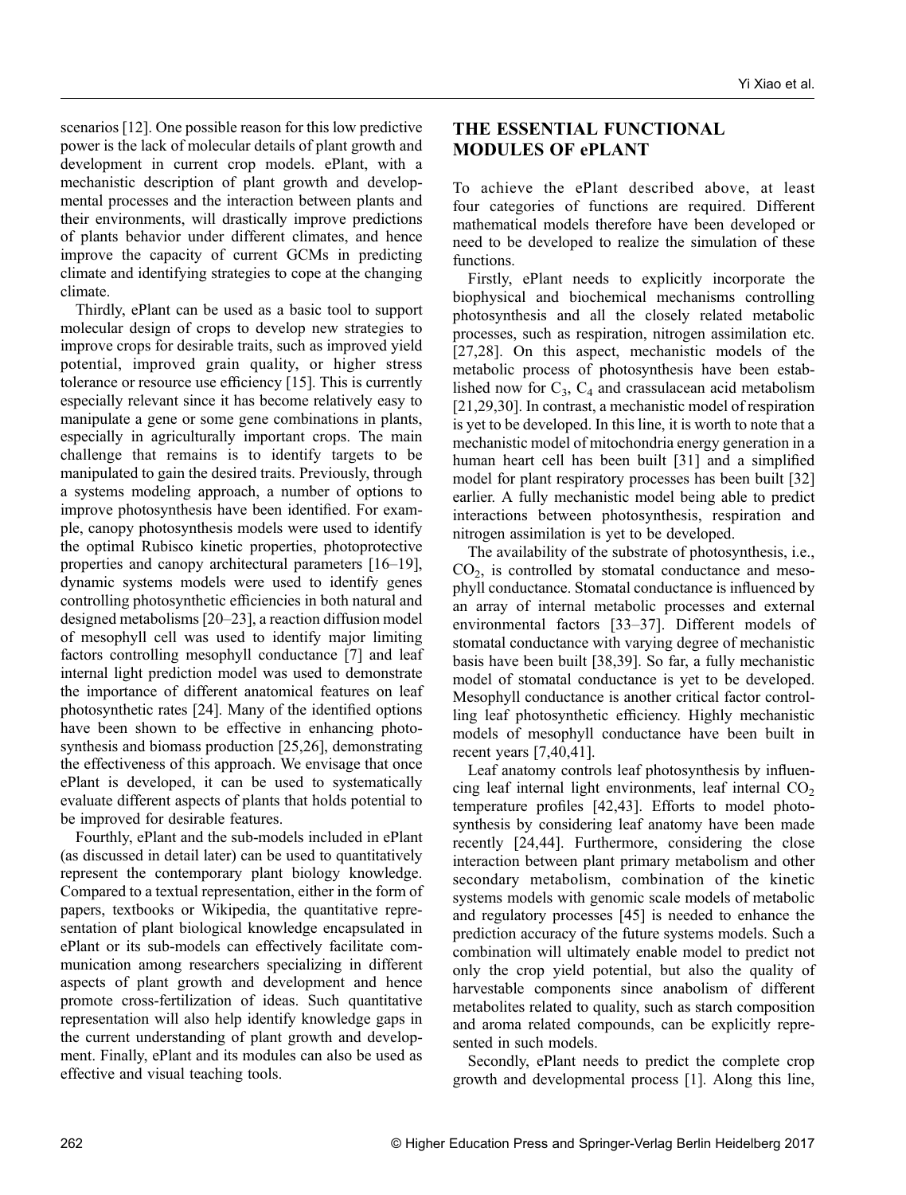scenarios [12]. One possible reason for this low predictive power is the lack of molecular details of plant growth and development in current crop models. ePlant, with a mechanistic description of plant growth and developmental processes and the interaction between plants and their environments, will drastically improve predictions of plants behavior under different climates, and hence improve the capacity of current GCMs in predicting climate and identifying strategies to cope at the changing climate.

Thirdly, ePlant can be used as a basic tool to support molecular design of crops to develop new strategies to improve crops for desirable traits, such as improved yield potential, improved grain quality, or higher stress tolerance or resource use efficiency [15]. This is currently especially relevant since it has become relatively easy to manipulate a gene or some gene combinations in plants, especially in agriculturally important crops. The main challenge that remains is to identify targets to be manipulated to gain the desired traits. Previously, through a systems modeling approach, a number of options to improve photosynthesis have been identified. For example, canopy photosynthesis models were used to identify the optimal Rubisco kinetic properties, photoprotective properties and canopy architectural parameters [16–19], dynamic systems models were used to identify genes controlling photosynthetic efficiencies in both natural and designed metabolisms [20–23], a reaction diffusion model of mesophyll cell was used to identify major limiting factors controlling mesophyll conductance [7] and leaf internal light prediction model was used to demonstrate the importance of different anatomical features on leaf photosynthetic rates [24]. Many of the identified options have been shown to be effective in enhancing photosynthesis and biomass production [25,26], demonstrating the effectiveness of this approach. We envisage that once ePlant is developed, it can be used to systematically evaluate different aspects of plants that holds potential to be improved for desirable features.

Fourthly, ePlant and the sub-models included in ePlant (as discussed in detail later) can be used to quantitatively represent the contemporary plant biology knowledge. Compared to a textual representation, either in the form of papers, textbooks or Wikipedia, the quantitative representation of plant biological knowledge encapsulated in ePlant or its sub-models can effectively facilitate communication among researchers specializing in different aspects of plant growth and development and hence promote cross-fertilization of ideas. Such quantitative representation will also help identify knowledge gaps in the current understanding of plant growth and development. Finally, ePlant and its modules can also be used as effective and visual teaching tools.

## THE ESSENTIAL FUNCTIONAL MODULES OF ePLANT

To achieve the ePlant described above, at least four categories of functions are required. Different mathematical models therefore have been developed or need to be developed to realize the simulation of these functions.

Firstly, ePlant needs to explicitly incorporate the biophysical and biochemical mechanisms controlling photosynthesis and all the closely related metabolic processes, such as respiration, nitrogen assimilation etc. [27,28]. On this aspect, mechanistic models of the metabolic process of photosynthesis have been established now for $C_3$, $C_4$ and crassulacean acid metabolism [21,29,30]. In contrast, a mechanistic model of respiration is yet to be developed. In this line, it is worth to note that a mechanistic model of mitochondria energy generation in a human heart cell has been built [31] and a simplified model for plant respiratory processes has been built [32] earlier. A fully mechanistic model being able to predict interactions between photosynthesis, respiration and nitrogen assimilation is yet to be developed.

The availability of the substrate of photosynthesis, i.e., $CO_2$, is controlled by stomatal conductance and mesophyll conductance. Stomatal conductance is influenced by an array of internal metabolic processes and external environmental factors [33–37]. Different models of stomatal conductance with varying degree of mechanistic basis have been built [38,39]. So far, a fully mechanistic model of stomatal conductance is yet to be developed. Mesophyll conductance is another critical factor controlling leaf photosynthetic efficiency. Highly mechanistic models of mesophyll conductance have been built in recent years [7,40,41].

Leaf anatomy controls leaf photosynthesis by influencing leaf internal light environments, leaf internal $CO_2$ temperature profiles [42,43]. Efforts to model photosynthesis by considering leaf anatomy have been made recently [24,44]. Furthermore, considering the close interaction between plant primary metabolism and other secondary metabolism, combination of the kinetic systems models with genomic scale models of metabolic and regulatory processes [45] is needed to enhance the prediction accuracy of the future systems models. Such a combination will ultimately enable model to predict not only the crop yield potential, but also the quality of harvestable components since anabolism of different metabolites related to quality, such as starch composition and aroma related compounds, can be explicitly represented in such models.

Secondly, ePlant needs to predict the complete crop growth and developmental process [1]. Along this line,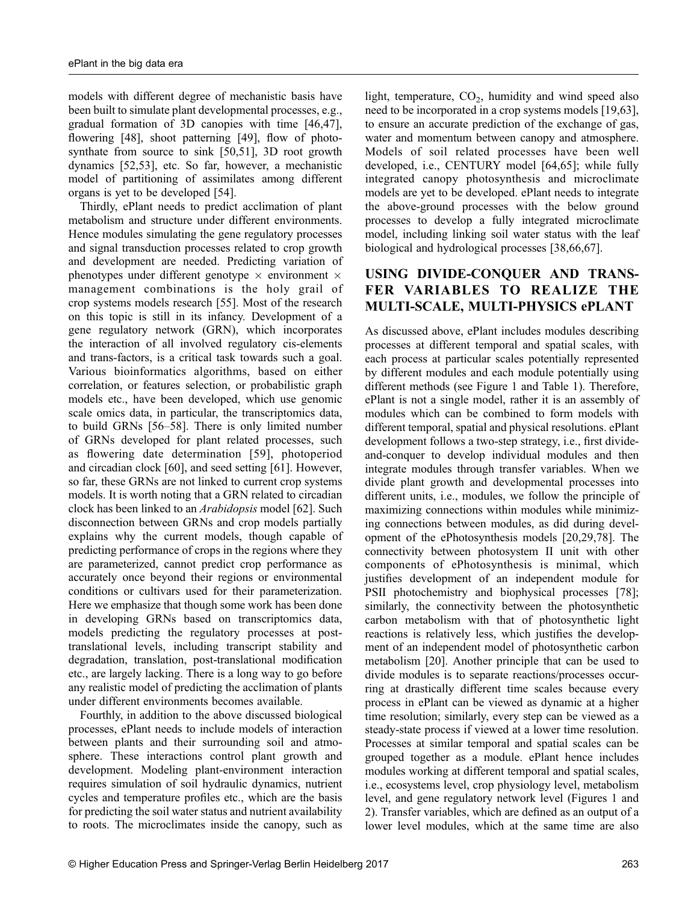models with different degree of mechanistic basis have been built to simulate plant developmental processes, e.g., gradual formation of 3D canopies with time [46,47], flowering [48], shoot patterning [49], flow of photosynthate from source to sink [50,51], 3D root growth dynamics [52,53], etc. So far, however, a mechanistic model of partitioning of assimilates among different organs is yet to be developed [54].

Thirdly, ePlant needs to predict acclimation of plant metabolism and structure under different environments. Hence modules simulating the gene regulatory processes and signal transduction processes related to crop growth and development are needed. Predicting variation of phenotypes under different genotype × environment × management combinations is the holy grail of crop systems models research [55]. Most of the research on this topic is still in its infancy. Development of a gene regulatory network (GRN), which incorporates the interaction of all involved regulatory cis-elements and trans-factors, is a critical task towards such a goal. Various bioinformatics algorithms, based on either correlation, or features selection, or probabilistic graph models etc., have been developed, which use genomic scale omics data, in particular, the transcriptomics data, to build GRNs [56–58]. There is only limited number of GRNs developed for plant related processes, such as flowering date determination [59], photoperiod and circadian clock [60], and seed setting [61]. However, so far, these GRNs are not linked to current crop systems models. It is worth noting that a GRN related to circadian clock has been linked to an *Arabidopsis* model [62]. Such disconnection between GRNs and crop models partially explains why the current models, though capable of predicting performance of crops in the regions where they are parameterized, cannot predict crop performance as accurately once beyond their regions or environmental conditions or cultivars used for their parameterization. Here we emphasize that though some work has been done in developing GRNs based on transcriptomics data, models predicting the regulatory processes at post-translational levels, including transcript stability and degradation, translation, post-translational modification etc., are largely lacking. There is a long way to go before any realistic model of predicting the acclimation of plants under different environments becomes available.

Fourthly, in addition to the above discussed biological processes, ePlant needs to include models of interaction between plants and their surrounding soil and atmosphere. These interactions control plant growth and development. Modeling plant-environment interaction requires simulation of soil hydraulic dynamics, nutrient cycles and temperature profiles etc., which are the basis for predicting the soil water status and nutrient availability to roots. The microclimates inside the canopy, such as light, temperature, $CO_2$, humidity and wind speed also need to be incorporated in a crop systems models [19,63], to ensure an accurate prediction of the exchange of gas, water and momentum between canopy and atmosphere. Models of soil related processes have been well developed, i.e., CENTURY model [64,65]; while fully integrated canopy photosynthesis and microclimate models are yet to be developed. ePlant needs to integrate the above-ground processes with the below ground processes to develop a fully integrated microclimate model, including linking soil water status with the leaf biological and hydrological processes [38,66,67].

## USING DIVIDE-CONQUER AND TRANSFER VARIABLES TO REALIZE THE MULTI-SCALE, MULTI-PHYSICS ePLANT

As discussed above, ePlant includes modules describing processes at different temporal and spatial scales, with each process at particular scales potentially represented by different modules and each module potentially using different methods (see Figure 1 and Table 1). Therefore, ePlant is not a single model, rather it is an assembly of modules which can be combined to form models with different temporal, spatial and physical resolutions. ePlant development follows a two-step strategy, i.e., first divide-and-conquer to develop individual modules and then integrate modules through transfer variables. When we divide plant growth and developmental processes into different units, i.e., modules, we follow the principle of maximizing connections within modules while minimizing connections between modules, as did during development of the ePhotosynthesis models [20,29,78]. The connectivity between photosystem II unit with other components of ePhotosynthesis is minimal, which justifies development of an independent module for PSII photochemistry and biophysical processes [78]; similarly, the connectivity between the photosynthetic carbon metabolism with that of photosynthetic light reactions is relatively less, which justifies the development of an independent model of photosynthetic carbon metabolism [20]. Another principle that can be used to divide modules is to separate reactions/processes occurring at drastically different time scales because every process in ePlant can be viewed as dynamic at a higher time resolution; similarly, every step can be viewed as a steady-state process if viewed at a lower time resolution. Processes at similar temporal and spatial scales can be grouped together as a module. ePlant hence includes modules working at different temporal and spatial scales, i.e., ecosystems level, crop physiology level, metabolism level, and gene regulatory network level (Figures 1 and 2). Transfer variables, which are defined as an output of a lower level modules, which at the same time are also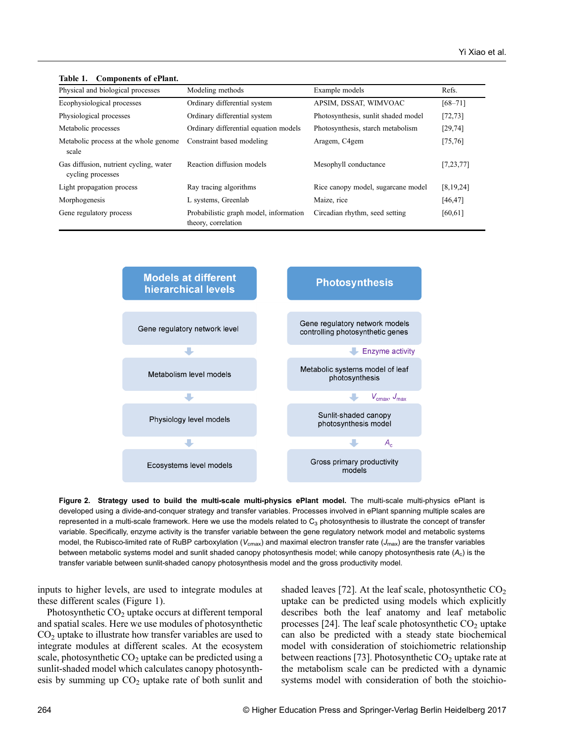**Table 1. Components of ePlant.**

| Physical and biological processes | Modeling methods | Example models | Refs. |
|---|---|---|---|
| Ecophysiological processes | Ordinary differential system | APSIM, DSSAT, WIMVOAC | [68–71] |
| Physiological processes | Ordinary differential system | Photosynthesis, sunlit shaded model | [72,73] |
| Metabolic processes | Ordinary differential equation models | Photosynthesis, starch metabolism | [29,74] |
| Metabolic process at the whole genome scale | Constraint based modeling | Aragem, C4gem | [75,76] |
| Gas diffusion, nutrient cycling, water cycling processes | Reaction diffusion models | Mesophyll conductance | [7,23,77] |
| Light propagation process | Ray tracing algorithms | Rice canopy model, sugarcane model | [8,19,24] |
| Morphogenesis | L systems, Greenlab | Maize, rice | [46,47] |
| Gene regulatory process | Probabilistic graph model, information theory, correlation | Circadian rhythm, seed setting | [60,61] |

| Models at different hierarchical levels | Photosynthesis |
|---|---|
| Gene regulatory network level | Gene regulatory network models controlling photosynthetic genes |
| ↓ | ↓ Enzyme activity |
| Metabolism level models | Metabolic systems model of leaf photosynthesis |
| ↓ | ↓ $V_{cmax}$, $J_{max}$ |
| Physiology level models | Sunlit-shaded canopy photosynthesis model |
| ↓ | ↓ $A_c$ |
| Ecosystems level models | Gross primary productivity models |

**Figure 2. Strategy used to build the multi-scale multi-physics ePlant model.** The multi-scale multi-physics ePlant is developed using a divide-and-conquer strategy and transfer variables. Processes involved in ePlant spanning multiple scales are represented in a multi-scale framework. Here we use the models related to $C_3$ photosynthesis to illustrate the concept of transfer variable. Specifically, enzyme activity is the transfer variable between the gene regulatory network model and metabolic systems model, the Rubisco-limited rate of RuBP carboxylation ($V_{cmax}$) and maximal electron transfer rate ($J_{max}$) are the transfer variables between metabolic systems model and sunlit shaded canopy photosynthesis model; while canopy photosynthesis rate ($A_c$) is the transfer variable between sunlit-shaded canopy photosynthesis model and the gross productivity model.

inputs to higher levels, are used to integrate modules at these different scales (Figure 1).

Photosynthetic $CO_2$ uptake occurs at different temporal and spatial scales. Here we use modules of photosynthetic $CO_2$ uptake to illustrate how transfer variables are used to integrate modules at different scales. At the ecosystem scale, photosynthetic $CO_2$ uptake can be predicted using a sunlit-shaded model which calculates canopy photosynthesis by summing up $CO_2$ uptake rate of both sunlit and shaded leaves [72]. At the leaf scale, photosynthetic $CO_2$ uptake can be predicted using models which explicitly describes both the leaf anatomy and leaf metabolic processes [24]. The leaf scale photosynthetic $CO_2$ uptake can also be predicted with a steady state biochemical model with consideration of stoichiometric relationship between reactions [73]. Photosynthetic $CO_2$ uptake rate at the metabolism scale can be predicted with a dynamic systems model with consideration of both the stoichio-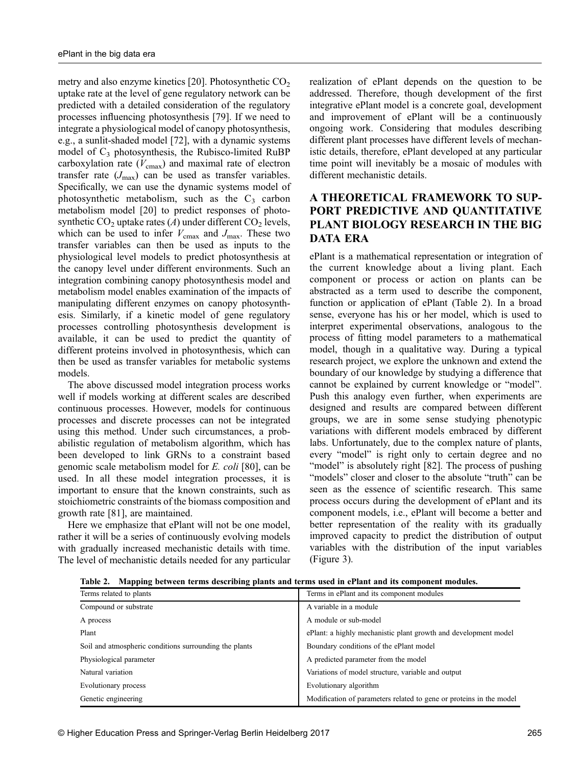metry and also enzyme kinetics [20]. Photosynthetic $CO_2$ uptake rate at the level of gene regulatory network can be predicted with a detailed consideration of the regulatory processes influencing photosynthesis [79]. If we need to integrate a physiological model of canopy photosynthesis, e.g., a sunlit-shaded model [72], with a dynamic systems model of $C_3$ photosynthesis, the Rubisco-limited RuBP carboxylation rate ($V_{cmax}$) and maximal rate of electron transfer rate ($J_{max}$) can be used as transfer variables. Specifically, we can use the dynamic systems model of photosynthetic metabolism, such as the $C_3$ carbon metabolism model [20] to predict responses of photosynthetic $CO_2$ uptake rates ($A$) under different $CO_2$ levels, which can be used to infer $V_{cmax}$ and $J_{max}$. These two transfer variables can then be used as inputs to the physiological level models to predict photosynthesis at the canopy level under different environments. Such an integration combining canopy photosynthesis model and metabolism model enables examination of the impacts of manipulating different enzymes on canopy photosynthesis. Similarly, if a kinetic model of gene regulatory processes controlling photosynthesis development is available, it can be used to predict the quantity of different proteins involved in photosynthesis, which can then be used as transfer variables for metabolic systems models.

The above discussed model integration process works well if models working at different scales are described continuous processes. However, models for continuous processes and discrete processes can not be integrated using this method. Under such circumstances, a probabilistic regulation of metabolism algorithm, which has been developed to link GRNs to a constraint based genomic scale metabolism model for *E. coli* [80], can be used. In all these model integration processes, it is important to ensure that the known constraints, such as stoichiometric constraints of the biomass composition and growth rate [81], are maintained.

Here we emphasize that ePlant will not be one model, rather it will be a series of continuously evolving models with gradually increased mechanistic details with time. The level of mechanistic details needed for any particular realization of ePlant depends on the question to be addressed. Therefore, though development of the first integrative ePlant model is a concrete goal, development and improvement of ePlant will be a continuously ongoing work. Considering that modules describing different plant processes have different levels of mechanistic details, therefore, ePlant developed at any particular time point will inevitably be a mosaic of modules with different mechanistic details.

## A THEORETICAL FRAMEWORK TO SUPPORT PREDICTIVE AND QUANTITATIVE PLANT BIOLOGY RESEARCH IN THE BIG DATA ERA

ePlant is a mathematical representation or integration of the current knowledge about a living plant. Each component or process or action on plants can be abstracted as a term used to describe the component, function or application of ePlant (Table 2). In a broad sense, everyone has his or her model, which is used to interpret experimental observations, analogous to the process of fitting model parameters to a mathematical model, though in a qualitative way. During a typical research project, we explore the unknown and extend the boundary of our knowledge by studying a difference that cannot be explained by current knowledge or "model". Push this analogy even further, when experiments are designed and results are compared between different groups, we are in some sense studying phenotypic variations with different models embraced by different labs. Unfortunately, due to the complex nature of plants, every "model" is right only to certain degree and no "model" is absolutely right [82]. The process of pushing "models" closer and closer to the absolute "truth" can be seen as the essence of scientific research. This same process occurs during the development of ePlant and its component models, i.e., ePlant will become a better and better representation of the reality with its gradually improved capacity to predict the distribution of output variables with the distribution of the input variables (Figure 3).

**Table 2. Mapping between terms describing plants and terms used in ePlant and its component modules.**

| Terms related to plants | Terms in ePlant and its component modules |
|---|---|
| Compound or substrate | A variable in a module |
| A process | A module or sub-model |
| Plant | ePlant: a highly mechanistic plant growth and development model |
| Soil and atmospheric conditions surrounding the plants | Boundary conditions of the ePlant model |
| Physiological parameter | A predicted parameter from the model |
| Natural variation | Variations of model structure, variable and output |
| Evolutionary process | Evolutionary algorithm |
| Genetic engineering | Modification of parameters related to gene or proteins in the model |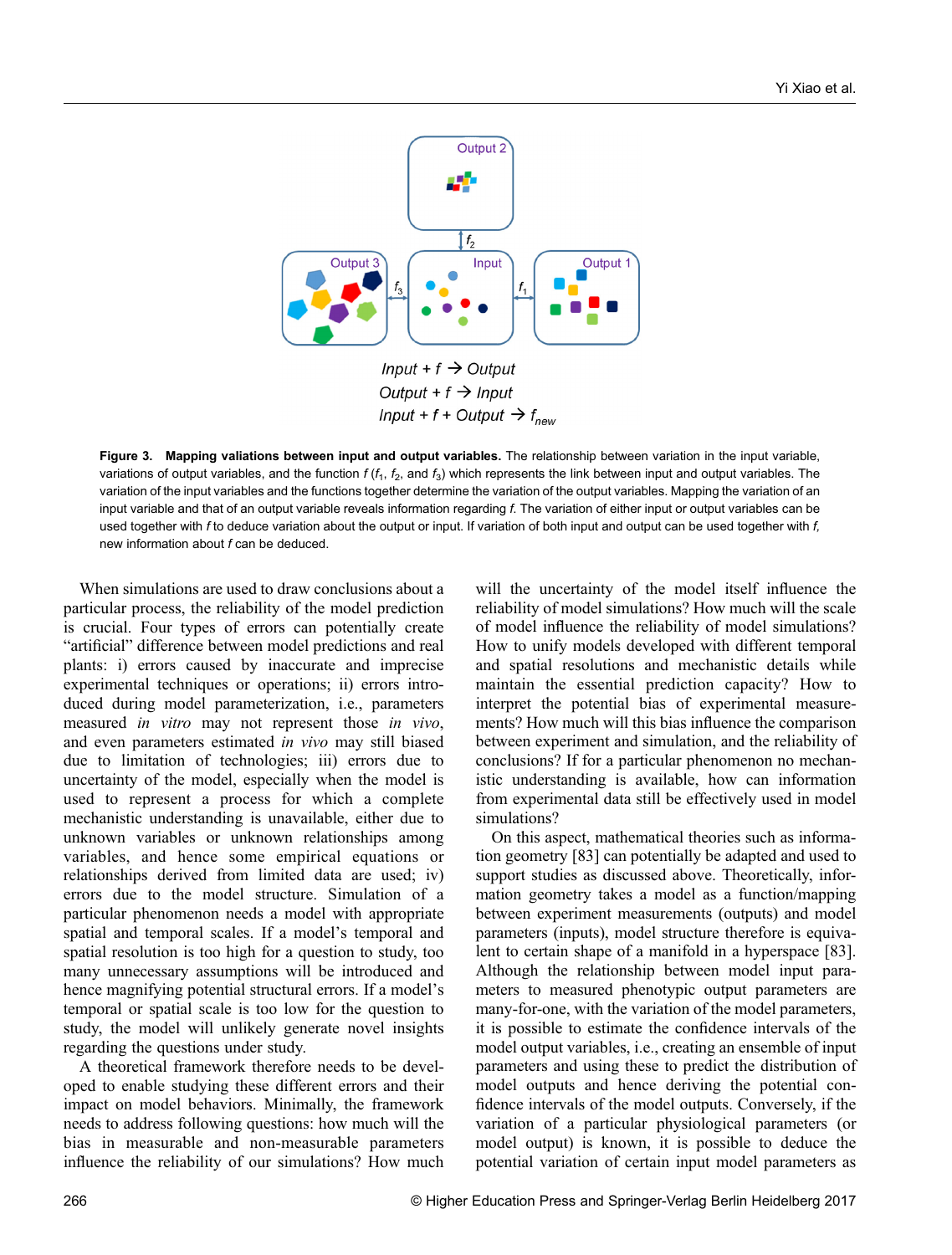Input + f → Output

Output + f → Input

Input + f + Output → $f_{new}$

**Figure 3. Mapping valiations between input and output variables.** The relationship between variation in the input variable, variations of output variables, and the function $f$ ($f_1$, $f_2$, and $f_3$) which represents the link between input and output variables. The variation of the input variables and the functions together determine the variation of the output variables. Mapping the variation of an input variable and that of an output variable reveals information regarding $f$. The variation of either input or output variables can be used together with $f$ to deduce variation about the output or input. If variation of both input and output can be used together with $f$, new information about $f$ can be deduced.

When simulations are used to draw conclusions about a particular process, the reliability of the model prediction is crucial. Four types of errors can potentially create "artificial" difference between model predictions and real plants: i) errors caused by inaccurate and imprecise experimental techniques or operations; ii) errors introduced during model parameterization, i.e., parameters measured *in vitro* may not represent those *in vivo*, and even parameters estimated *in vivo* may still biased due to limitation of technologies; iii) errors due to uncertainty of the model, especially when the model is used to represent a process for which a complete mechanistic understanding is unavailable, either due to unknown variables or unknown relationships among variables, and hence some empirical equations or relationships derived from limited data are used; iv) errors due to the model structure. Simulation of a particular phenomenon needs a model with appropriate spatial and temporal scales. If a model's temporal and spatial resolution is too high for a question to study, too many unnecessary assumptions will be introduced and hence magnifying potential structural errors. If a model's temporal or spatial scale is too low for the question to study, the model will unlikely generate novel insights regarding the questions under study.

A theoretical framework therefore needs to be developed to enable studying these different errors and their impact on model behaviors. Minimally, the framework needs to address following questions: how much will the bias in measurable and non-measurable parameters influence the reliability of our simulations? How much will the uncertainty of the model itself influence the reliability of model simulations? How much will the scale of model influence the reliability of model simulations? How to unify models developed with different temporal and spatial resolutions and mechanistic details while maintain the essential prediction capacity? How to interpret the potential bias of experimental measurements? How much will this bias influence the comparison between experiment and simulation, and the reliability of conclusions? If for a particular phenomenon no mechanistic understanding is available, how can information from experimental data still be effectively used in model simulations?

On this aspect, mathematical theories such as information geometry [83] can potentially be adapted and used to support studies as discussed above. Theoretically, information geometry takes a model as a function/mapping between experiment measurements (outputs) and model parameters (inputs), model structure therefore is equivalent to certain shape of a manifold in a hyperspace [83]. Although the relationship between model input parameters to measured phenotypic output parameters are many-for-one, with the variation of the model parameters, it is possible to estimate the confidence intervals of the model output variables, i.e., creating an ensemble of input parameters and using these to predict the distribution of model outputs and hence deriving the potential confidence intervals of the model outputs. Conversely, if the variation of a particular physiological parameters (or model output) is known, it is possible to deduce the potential variation of certain input model parameters as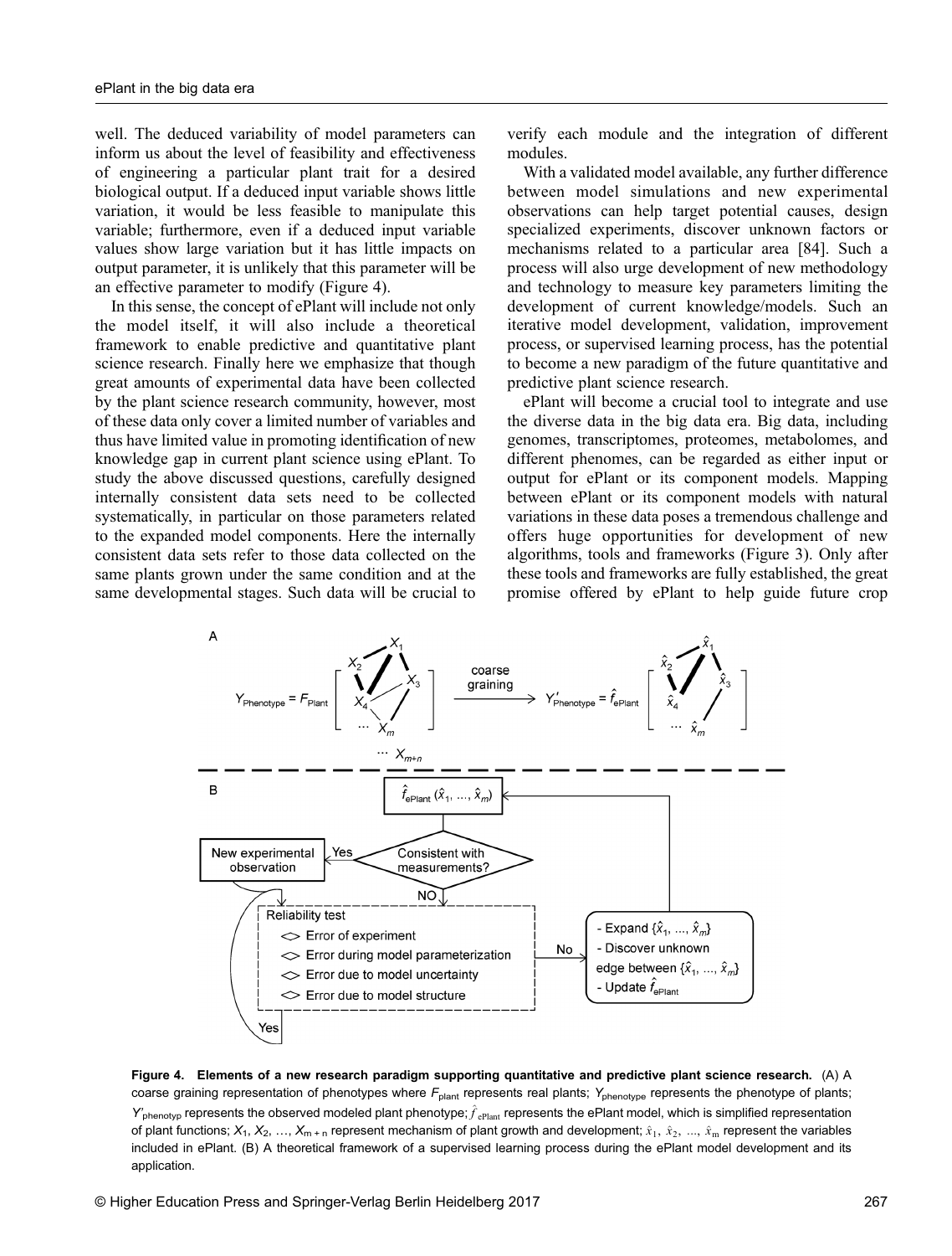well. The deduced variability of model parameters can inform us about the level of feasibility and effectiveness of engineering a particular plant trait for a desired biological output. If a deduced input variable shows little variation, it would be less feasible to manipulate this variable; furthermore, even if a deduced input variable values show large variation but it has little impacts on output parameter, it is unlikely that this parameter will be an effective parameter to modify (Figure 4).

In this sense, the concept of ePlant will include not only the model itself, it will also include a theoretical framework to enable predictive and quantitative plant science research. Finally here we emphasize that though great amounts of experimental data have been collected by the plant science research community, however, most of these data only cover a limited number of variables and thus have limited value in promoting identification of new knowledge gap in current plant science using ePlant. To study the above discussed questions, carefully designed internally consistent data sets need to be collected systematically, in particular on those parameters related to the expanded model components. Here the internally consistent data sets refer to those data collected on the same plants grown under the same condition and at the same developmental stages. Such data will be crucial to verify each module and the integration of different modules.

With a validated model available, any further difference between model simulations and new experimental observations can help target potential causes, design specialized experiments, discover unknown factors or mechanisms related to a particular area [84]. Such a process will also urge development of new methodology and technology to measure key parameters limiting the development of current knowledge/models. Such an iterative model development, validation, improvement process, or supervised learning process, has the potential to become a new paradigm of the future quantitative and predictive plant science research.

ePlant will become a crucial tool to integrate and use the diverse data in the big data era. Big data, including genomes, transcriptomes, proteomes, metabolomes, and different phenomes, can be regarded as either input or output for ePlant or its component models. Mapping between ePlant or its component models with natural variations in these data poses a tremendous challenge and offers huge opportunities for development of new algorithms, tools and frameworks (Figure 3). Only after these tools and frameworks are fully established, the great promise offered by ePlant to help guide future crop

**Figure 4. Elements of a new research paradigm supporting quantitative and predictive plant science research.** (A) A coarse graining representation of phenotypes where $F_{\text{plant}}$ represents real plants; $Y_{\text{phenotype}}$ represents the phenotype of plants; $Y'_{\text{phenotyp}}$ represents the observed modeled plant phenotype; $\hat{f}_{\text{ePlant}}$ represents the ePlant model, which is simplified representation of plant functions; $X_1, X_2, \ldots, X_{m+n}$ represent mechanism of plant growth and development; $\hat{x}_1, \hat{x}_2, \ldots, \hat{x}_m$ represent the variables included in ePlant. (B) A theoretical framework of a supervised learning process during the ePlant model development and its application.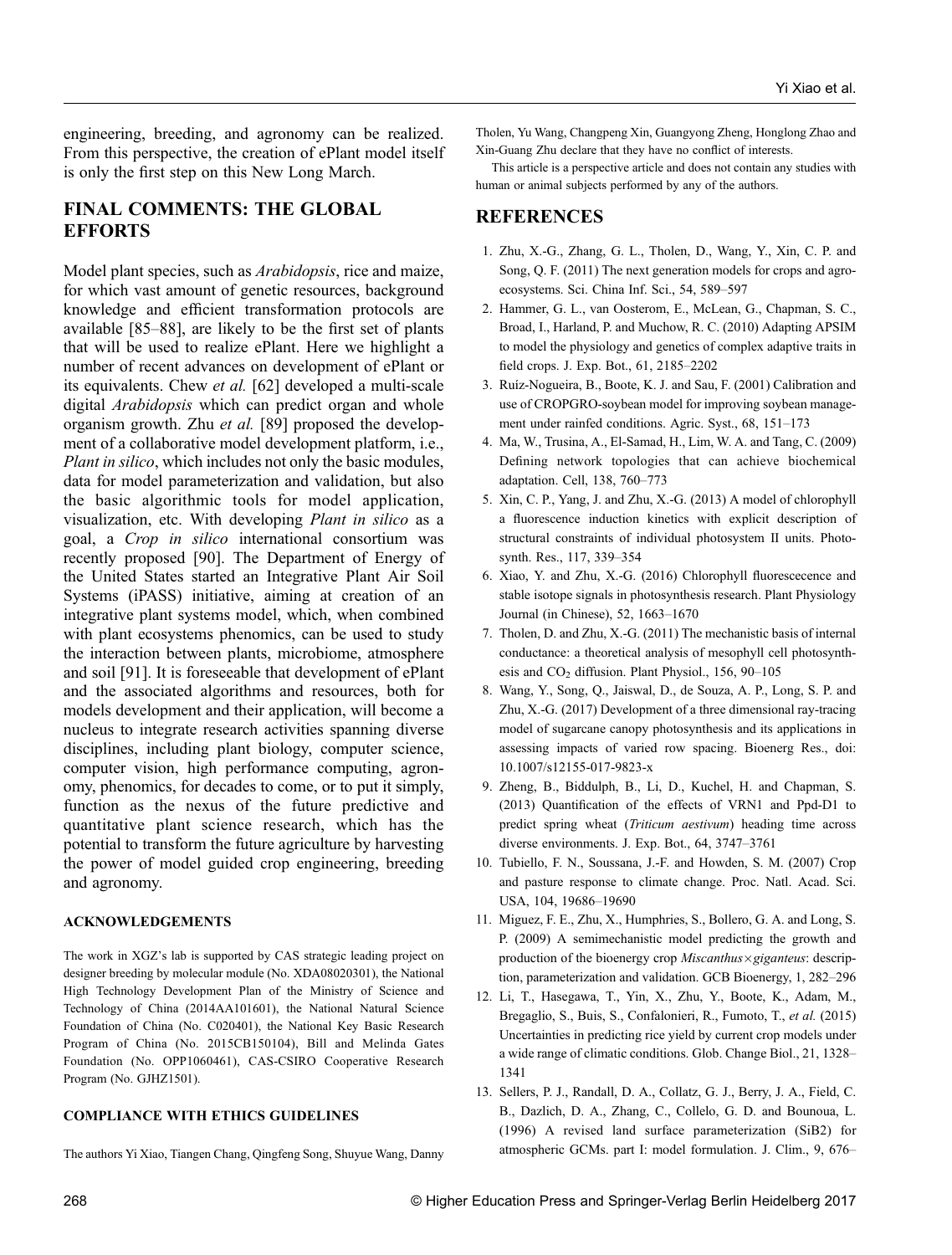engineering, breeding, and agronomy can be realized. From this perspective, the creation of ePlant model itself is only the first step on this New Long March.

## FINAL COMMENTS: THE GLOBAL EFFORTS

Model plant species, such as *Arabidopsis*, rice and maize, for which vast amount of genetic resources, background knowledge and efficient transformation protocols are available [85–88], are likely to be the first set of plants that will be used to realize ePlant. Here we highlight a number of recent advances on development of ePlant or its equivalents. Chew *et al.* [62] developed a multi-scale digital *Arabidopsis* which can predict organ and whole organism growth. Zhu *et al.* [89] proposed the development of a collaborative model development platform, i.e., *Plant in silico*, which includes not only the basic modules, data for model parameterization and validation, but also the basic algorithmic tools for model application, visualization, etc. With developing *Plant in silico* as a goal, a *Crop in silico* international consortium was recently proposed [90]. The Department of Energy of the United States started an Integrative Plant Air Soil Systems (iPASS) initiative, aiming at creation of an integrative plant systems model, which, when combined with plant ecosystems phenomics, can be used to study the interaction between plants, microbiome, atmosphere and soil [91]. It is foreseeable that development of ePlant and the associated algorithms and resources, both for models development and their application, will become a nucleus to integrate research activities spanning diverse disciplines, including plant biology, computer science, computer vision, high performance computing, agronomy, phenomics, for decades to come, or to put it simply, function as the nexus of the future predictive and quantitative plant science research, which has the potential to transform the future agriculture by harvesting the power of model guided crop engineering, breeding and agronomy.

### ACKNOWLEDGEMENTS

The work in XGZ's lab is supported by CAS strategic leading project on designer breeding by molecular module (No. XDA08020301), the National High Technology Development Plan of the Ministry of Science and Technology of China (2014AA101601), the National Natural Science Foundation of China (No. C020401), the National Key Basic Research Program of China (No. 2015CB150104), Bill and Melinda Gates Foundation (No. OPP1060461), CAS-CSIRO Cooperative Research Program (No. GJHZ1501).

### COMPLIANCE WITH ETHICS GUIDELINES

The authors Yi Xiao, Tiangen Chang, Qingfeng Song, Shuyue Wang, Danny Tholen, Yu Wang, Changpeng Xin, Guangyong Zheng, Honglong Zhao and Xin-Guang Zhu declare that they have no conflict of interests.

This article is a perspective article and does not contain any studies with human or animal subjects performed by any of the authors.

## REFERENCES

1. Zhu, X.-G., Zhang, G. L., Tholen, D., Wang, Y., Xin, C. P. and Song, Q. F. (2011) The next generation models for crops and agro-ecosystems. Sci. China Inf. Sci., 54, 589–597
2. Hammer, G. L., van Oosterom, E., McLean, G., Chapman, S. C., Broad, I., Harland, P. and Muchow, R. C. (2010) Adapting APSIM to model the physiology and genetics of complex adaptive traits in field crops. J. Exp. Bot., 61, 2185–2202
3. Ruíz-Nogueira, B., Boote, K. J. and Sau, F. (2001) Calibration and use of CROPGRO-soybean model for improving soybean management under rainfed conditions. Agric. Syst., 68, 151–173
4. Ma, W., Trusina, A., El-Samad, H., Lim, W. A. and Tang, C. (2009) Defining network topologies that can achieve biochemical adaptation. Cell, 138, 760–773
5. Xin, C. P., Yang, J. and Zhu, X.-G. (2013) A model of chlorophyll a fluorescence induction kinetics with explicit description of structural constraints of individual photosystem II units. Photosynth. Res., 117, 339–354
6. Xiao, Y. and Zhu, X.-G. (2016) Chlorophyll fluorescecence and stable isotope signals in photosynthesis research. Plant Physiology Journal (in Chinese), 52, 1663–1670
7. Tholen, D. and Zhu, X.-G. (2011) The mechanistic basis of internal conductance: a theoretical analysis of mesophyll cell photosynthesis and $CO_2$ diffusion. Plant Physiol., 156, 90–105
8. Wang, Y., Song, Q., Jaiswal, D., de Souza, A. P., Long, S. P. and Zhu, X.-G. (2017) Development of a three dimensional ray-tracing model of sugarcane canopy photosynthesis and its applications in assessing impacts of varied row spacing. Bioenerg Res., doi: 10.1007/s12155-017-9823-x
9. Zheng, B., Biddulph, B., Li, D., Kuchel, H. and Chapman, S. (2013) Quantification of the effects of VRN1 and Ppd-D1 to predict spring wheat (*Triticum aestivum*) heading time across diverse environments. J. Exp. Bot., 64, 3747–3761
10. Tubiello, F. N., Soussana, J.-F. and Howden, S. M. (2007) Crop and pasture response to climate change. Proc. Natl. Acad. Sci. USA, 104, 19686–19690
11. Miguez, F. E., Zhu, X., Humphries, S., Bollero, G. A. and Long, S. P. (2009) A semimechanistic model predicting the growth and production of the bioenergy crop *Miscanthus×giganteus*: description, parameterization and validation. GCB Bioenergy, 1, 282–296
12. Li, T., Hasegawa, T., Yin, X., Zhu, Y., Boote, K., Adam, M., Bregaglio, S., Buis, S., Confalonieri, R., Fumoto, T., *et al.* (2015) Uncertainties in predicting rice yield by current crop models under a wide range of climatic conditions. Glob. Change Biol., 21, 1328–1341
13. Sellers, P. J., Randall, D. A., Collatz, G. J., Berry, J. A., Field, C. B., Dazlich, D. A., Zhang, C., Collelo, G. D. and Bounoua, L. (1996) A revised land surface parameterization (SiB2) for atmospheric GCMs. part I: model formulation. J. Clim., 9, 676–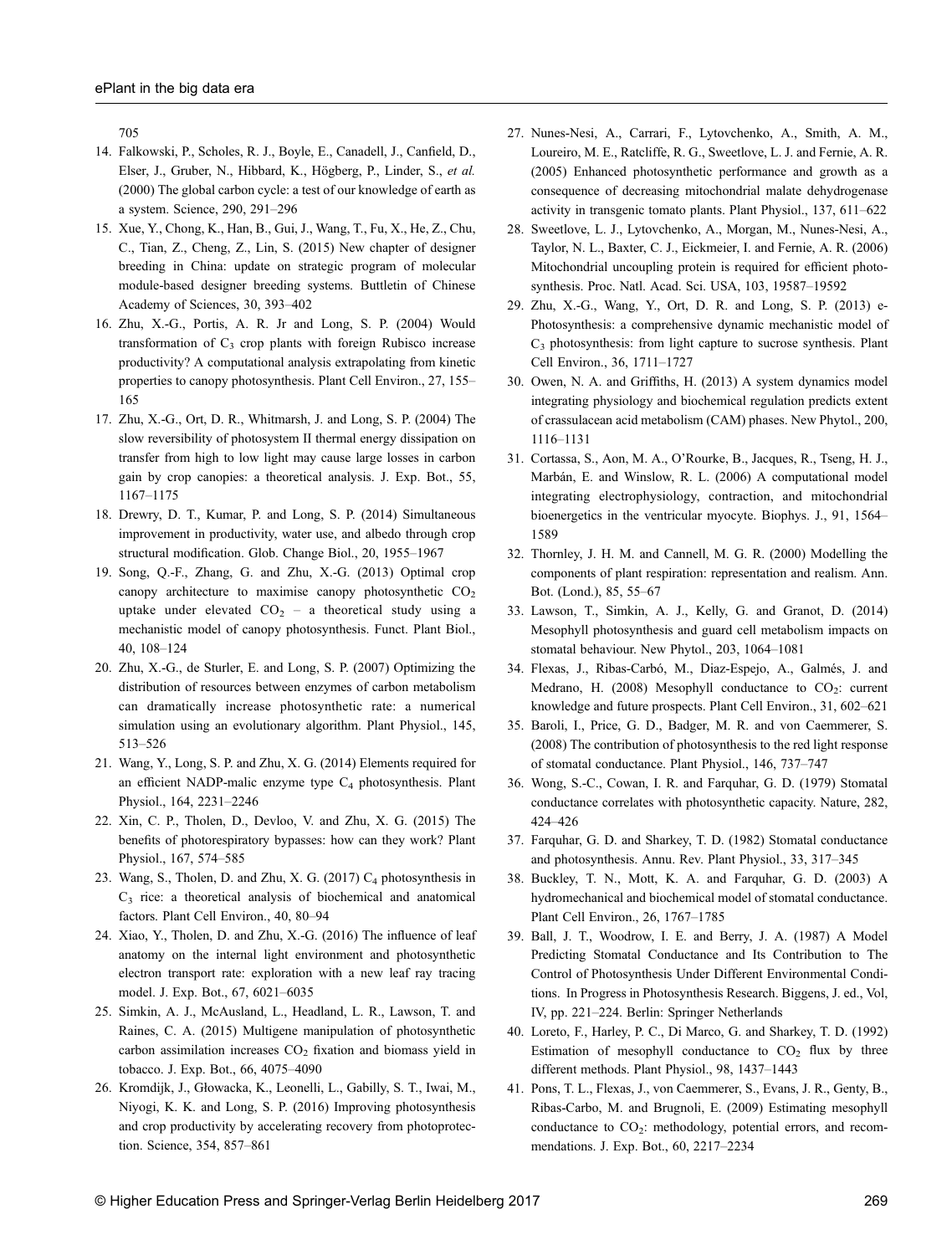705

14. Falkowski, P., Scholes, R. J., Boyle, E., Canadell, J., Canfield, D., Elser, J., Gruber, N., Hibbard, K., Högberg, P., Linder, S., *et al.* (2000) The global carbon cycle: a test of our knowledge of earth as a system. Science, 290, 291–296
15. Xue, Y., Chong, K., Han, B., Gui, J., Wang, T., Fu, X., He, Z., Chu, C., Tian, Z., Cheng, Z., Lin, S. (2015) New chapter of designer breeding in China: update on strategic program of molecular module-based designer breeding systems. Buttletin of Chinese Academy of Sciences, 30, 393–402
16. Zhu, X.-G., Portis, A. R. Jr and Long, S. P. (2004) Would transformation of $C_3$ crop plants with foreign Rubisco increase productivity? A computational analysis extrapolating from kinetic properties to canopy photosynthesis. Plant Cell Environ., 27, 155–165
17. Zhu, X.-G., Ort, D. R., Whitmarsh, J. and Long, S. P. (2004) The slow reversibility of photosystem II thermal energy dissipation on transfer from high to low light may cause large losses in carbon gain by crop canopies: a theoretical analysis. J. Exp. Bot., 55, 1167–1175
18. Drewry, D. T., Kumar, P. and Long, S. P. (2014) Simultaneous improvement in productivity, water use, and albedo through crop structural modification. Glob. Change Biol., 20, 1955–1967
19. Song, Q.-F., Zhang, G. and Zhu, X.-G. (2013) Optimal crop canopy architecture to maximise canopy photosynthetic $CO_2$ uptake under elevated $CO_2$ – a theoretical study using a mechanistic model of canopy photosynthesis. Funct. Plant Biol., 40, 108–124
20. Zhu, X.-G., de Sturler, E. and Long, S. P. (2007) Optimizing the distribution of resources between enzymes of carbon metabolism can dramatically increase photosynthetic rate: a numerical simulation using an evolutionary algorithm. Plant Physiol., 145, 513–526
21. Wang, Y., Long, S. P. and Zhu, X. G. (2014) Elements required for an efficient NADP-malic enzyme type $C_4$ photosynthesis. Plant Physiol., 164, 2231–2246
22. Xin, C. P., Tholen, D., Devloo, V. and Zhu, X. G. (2015) The benefits of photorespiratory bypasses: how can they work? Plant Physiol., 167, 574–585
23. Wang, S., Tholen, D. and Zhu, X. G. (2017) $C_4$ photosynthesis in $C_3$ rice: a theoretical analysis of biochemical and anatomical factors. Plant Cell Environ., 40, 80–94
24. Xiao, Y., Tholen, D. and Zhu, X.-G. (2016) The influence of leaf anatomy on the internal light environment and photosynthetic electron transport rate: exploration with a new leaf ray tracing model. J. Exp. Bot., 67, 6021–6035
25. Simkin, A. J., McAusland, L., Headland, L. R., Lawson, T. and Raines, C. A. (2015) Multigene manipulation of photosynthetic carbon assimilation increases $CO_2$ fixation and biomass yield in tobacco. J. Exp. Bot., 66, 4075–4090
26. Kromdijk, J., Głowacka, K., Leonelli, L., Gabilly, S. T., Iwai, M., Niyogi, K. K. and Long, S. P. (2016) Improving photosynthesis and crop productivity by accelerating recovery from photoprotection. Science, 354, 857–861
27. Nunes-Nesi, A., Carrari, F., Lytovchenko, A., Smith, A. M., Loureiro, M. E., Ratcliffe, R. G., Sweetlove, L. J. and Fernie, A. R. (2005) Enhanced photosynthetic performance and growth as a consequence of decreasing mitochondrial malate dehydrogenase activity in transgenic tomato plants. Plant Physiol., 137, 611–622
28. Sweetlove, L. J., Lytovchenko, A., Morgan, M., Nunes-Nesi, A., Taylor, N. L., Baxter, C. J., Eickmeier, I. and Fernie, A. R. (2006) Mitochondrial uncoupling protein is required for efficient photosynthesis. Proc. Natl. Acad. Sci. USA, 103, 19587–19592
29. Zhu, X.-G., Wang, Y., Ort, D. R. and Long, S. P. (2013) e-Photosynthesis: a comprehensive dynamic mechanistic model of $C_3$ photosynthesis: from light capture to sucrose synthesis. Plant Cell Environ., 36, 1711–1727
30. Owen, N. A. and Griffiths, H. (2013) A system dynamics model integrating physiology and biochemical regulation predicts extent of crassulacean acid metabolism (CAM) phases. New Phytol., 200, 1116–1131
31. Cortassa, S., Aon, M. A., O'Rourke, B., Jacques, R., Tseng, H. J., Marbán, E. and Winslow, R. L. (2006) A computational model integrating electrophysiology, contraction, and mitochondrial bioenergetics in the ventricular myocyte. Biophys. J., 91, 1564–1589
32. Thornley, J. H. M. and Cannell, M. G. R. (2000) Modelling the components of plant respiration: representation and realism. Ann. Bot. (Lond.), 85, 55–67
33. Lawson, T., Simkin, A. J., Kelly, G. and Granot, D. (2014) Mesophyll photosynthesis and guard cell metabolism impacts on stomatal behaviour. New Phytol., 203, 1064–1081
34. Flexas, J., Ribas-Carbó, M., Diaz-Espejo, A., Galmés, J. and Medrano, H. (2008) Mesophyll conductance to $CO_2$: current knowledge and future prospects. Plant Cell Environ., 31, 602–621
35. Baroli, I., Price, G. D., Badger, M. R. and von Caemmerer, S. (2008) The contribution of photosynthesis to the red light response of stomatal conductance. Plant Physiol., 146, 737–747
36. Wong, S.-C., Cowan, I. R. and Farquhar, G. D. (1979) Stomatal conductance correlates with photosynthetic capacity. Nature, 282, 424–426
37. Farquhar, G. D. and Sharkey, T. D. (1982) Stomatal conductance and photosynthesis. Annu. Rev. Plant Physiol., 33, 317–345
38. Buckley, T. N., Mott, K. A. and Farquhar, G. D. (2003) A hydromechanical and biochemical model of stomatal conductance. Plant Cell Environ., 26, 1767–1785
39. Ball, J. T., Woodrow, I. E. and Berry, J. A. (1987) A Model Predicting Stomatal Conductance and Its Contribution to The Control of Photosynthesis Under Different Environmental Conditions. In Progress in Photosynthesis Research. Biggens, J. ed., Vol, IV, pp. 221–224. Berlin: Springer Netherlands
40. Loreto, F., Harley, P. C., Di Marco, G. and Sharkey, T. D. (1992) Estimation of mesophyll conductance to $CO_2$ flux by three different methods. Plant Physiol., 98, 1437–1443
41. Pons, T. L., Flexas, J., von Caemmerer, S., Evans, J. R., Genty, B., Ribas-Carbo, M. and Brugnoli, E. (2009) Estimating mesophyll conductance to $CO_2$: methodology, potential errors, and recommendations. J. Exp. Bot., 60, 2217–2234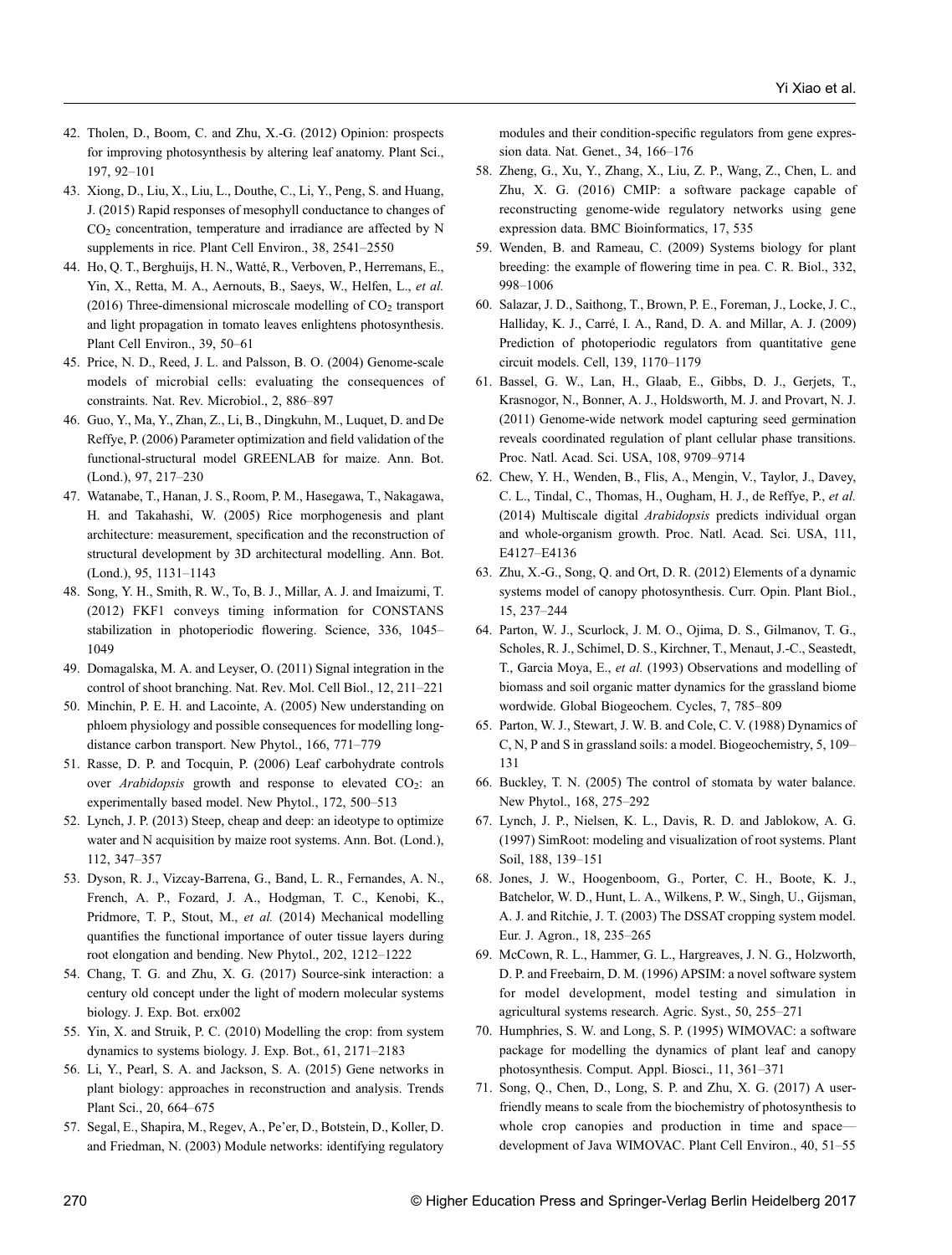42. Tholen, D., Boom, C. and Zhu, X.-G. (2012) Opinion: prospects for improving photosynthesis by altering leaf anatomy. Plant Sci., 197, 92–101
43. Xiong, D., Liu, X., Liu, L., Douthe, C., Li, Y., Peng, S. and Huang, J. (2015) Rapid responses of mesophyll conductance to changes of $CO_2$ concentration, temperature and irradiance are affected by N supplements in rice. Plant Cell Environ., 38, 2541–2550
44. Ho, Q. T., Berghuijs, H. N., Watté, R., Verboven, P., Herremans, E., Yin, X., Retta, M. A., Aernouts, B., Saeys, W., Helfen, L., *et al.* (2016) Three-dimensional microscale modelling of $CO_2$ transport and light propagation in tomato leaves enlightens photosynthesis. Plant Cell Environ., 39, 50–61
45. Price, N. D., Reed, J. L. and Palsson, B. O. (2004) Genome-scale models of microbial cells: evaluating the consequences of constraints. Nat. Rev. Microbiol., 2, 886–897
46. Guo, Y., Ma, Y., Zhan, Z., Li, B., Dingkuhn, M., Luquet, D. and De Reffye, P. (2006) Parameter optimization and field validation of the functional-structural model GREENLAB for maize. Ann. Bot. (Lond.), 97, 217–230
47. Watanabe, T., Hanan, J. S., Room, P. M., Hasegawa, T., Nakagawa, H. and Takahashi, W. (2005) Rice morphogenesis and plant architecture: measurement, specification and the reconstruction of structural development by 3D architectural modelling. Ann. Bot. (Lond.), 95, 1131–1143
48. Song, Y. H., Smith, R. W., To, B. J., Millar, A. J. and Imaizumi, T. (2012) FKF1 conveys timing information for CONSTANS stabilization in photoperiodic flowering. Science, 336, 1045–1049
49. Domagalska, M. A. and Leyser, O. (2011) Signal integration in the control of shoot branching. Nat. Rev. Mol. Cell Biol., 12, 211–221
50. Minchin, P. E. H. and Lacointe, A. (2005) New understanding on phloem physiology and possible consequences for modelling long-distance carbon transport. New Phytol., 166, 771–779
51. Rasse, D. P. and Tocquin, P. (2006) Leaf carbohydrate controls over *Arabidopsis* growth and response to elevated $CO_2$: an experimentally based model. New Phytol., 172, 500–513
52. Lynch, J. P. (2013) Steep, cheap and deep: an ideotype to optimize water and N acquisition by maize root systems. Ann. Bot. (Lond.), 112, 347–357
53. Dyson, R. J., Vizcay-Barrena, G., Band, L. R., Fernandes, A. N., French, A. P., Fozard, J. A., Hodgman, T. C., Kenobi, K., Pridmore, T. P., Stout, M., *et al.* (2014) Mechanical modelling quantifies the functional importance of outer tissue layers during root elongation and bending. New Phytol., 202, 1212–1222
54. Chang, T. G. and Zhu, X. G. (2017) Source-sink interaction: a century old concept under the light of modern molecular systems biology. J. Exp. Bot. erx002
55. Yin, X. and Struik, P. C. (2010) Modelling the crop: from system dynamics to systems biology. J. Exp. Bot., 61, 2171–2183
56. Li, Y., Pearl, S. A. and Jackson, S. A. (2015) Gene networks in plant biology: approaches in reconstruction and analysis. Trends Plant Sci., 20, 664–675
57. Segal, E., Shapira, M., Regev, A., Pe'er, D., Botstein, D., Koller, D. and Friedman, N. (2003) Module networks: identifying regulatory modules and their condition-specific regulators from gene expression data. Nat. Genet., 34, 166–176
58. Zheng, G., Xu, Y., Zhang, X., Liu, Z. P., Wang, Z., Chen, L. and Zhu, X. G. (2016) CMIP: a software package capable of reconstructing genome-wide regulatory networks using gene expression data. BMC Bioinformatics, 17, 535
59. Wenden, B. and Rameau, C. (2009) Systems biology for plant breeding: the example of flowering time in pea. C. R. Biol., 332, 998–1006
60. Salazar, J. D., Saithong, T., Brown, P. E., Foreman, J., Locke, J. C., Halliday, K. J., Carré, I. A., Rand, D. A. and Millar, A. J. (2009) Prediction of photoperiodic regulators from quantitative gene circuit models. Cell, 139, 1170–1179
61. Bassel, G. W., Lan, H., Glaab, E., Gibbs, D. J., Gerjets, T., Krasnogor, N., Bonner, A. J., Holdsworth, M. J. and Provart, N. J. (2011) Genome-wide network model capturing seed germination reveals coordinated regulation of plant cellular phase transitions. Proc. Natl. Acad. Sci. USA, 108, 9709–9714
62. Chew, Y. H., Wenden, B., Flis, A., Mengin, V., Taylor, J., Davey, C. L., Tindal, C., Thomas, H., Ougham, H. J., de Reffye, P., *et al.* (2014) Multiscale digital *Arabidopsis* predicts individual organ and whole-organism growth. Proc. Natl. Acad. Sci. USA, 111, E4127–E4136
63. Zhu, X.-G., Song, Q. and Ort, D. R. (2012) Elements of a dynamic systems model of canopy photosynthesis. Curr. Opin. Plant Biol., 15, 237–244
64. Parton, W. J., Scurlock, J. M. O., Ojima, D. S., Gilmanov, T. G., Scholes, R. J., Schimel, D. S., Kirchner, T., Menaut, J.-C., Seastedt, T., Garcia Moya, E., *et al.* (1993) Observations and modelling of biomass and soil organic matter dynamics for the grassland biome wordwide. Global Biogeochem. Cycles, 7, 785–809
65. Parton, W. J., Stewart, J. W. B. and Cole, C. V. (1988) Dynamics of C, N, P and S in grassland soils: a model. Biogeochemistry, 5, 109–131
66. Buckley, T. N. (2005) The control of stomata by water balance. New Phytol., 168, 275–292
67. Lynch, J. P., Nielsen, K. L., Davis, R. D. and Jablokow, A. G. (1997) SimRoot: modeling and visualization of root systems. Plant Soil, 188, 139–151
68. Jones, J. W., Hoogenboom, G., Porter, C. H., Boote, K. J., Batchelor, W. D., Hunt, L. A., Wilkens, P. W., Singh, U., Gijsman, A. J. and Ritchie, J. T. (2003) The DSSAT cropping system model. Eur. J. Agron., 18, 235–265
69. McCown, R. L., Hammer, G. L., Hargreaves, J. N. G., Holzworth, D. P. and Freebairn, D. M. (1996) APSIM: a novel software system for model development, model testing and simulation in agricultural systems research. Agric. Syst., 50, 255–271
70. Humphries, S. W. and Long, S. P. (1995) WIMOVAC: a software package for modelling the dynamics of plant leaf and canopy photosynthesis. Comput. Appl. Biosci., 11, 361–371
71. Song, Q., Chen, D., Long, S. P. and Zhu, X. G. (2017) A user-friendly means to scale from the biochemistry of photosynthesis to whole crop canopies and production in time and space—development of Java WIMOVAC. Plant Cell Environ., 40, 51–55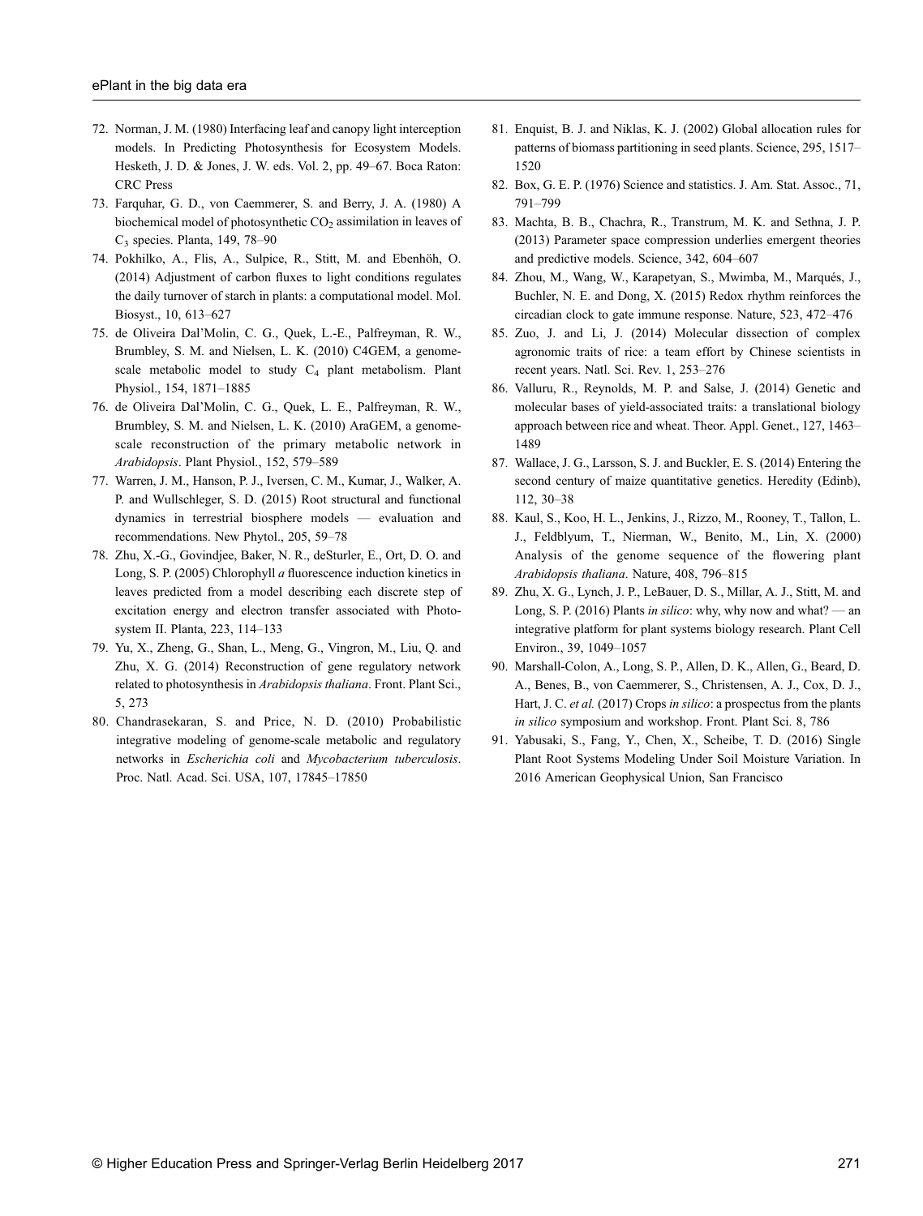72. Norman, J. M. (1980) Interfacing leaf and canopy light interception models. In Predicting Photosynthesis for Ecosystem Models. Hesketh, J. D. & Jones, J. W. eds. Vol. 2, pp. 49–67. Boca Raton: CRC Press
73. Farquhar, G. D., von Caemmerer, S. and Berry, J. A. (1980) A biochemical model of photosynthetic $CO_2$ assimilation in leaves of $C_3$ species. Planta, 149, 78–90
74. Pokhilko, A., Flis, A., Sulpice, R., Stitt, M. and Ebenhöh, O. (2014) Adjustment of carbon fluxes to light conditions regulates the daily turnover of starch in plants: a computational model. Mol. Biosyst., 10, 613–627
75. de Oliveira Dal'Molin, C. G., Quek, L.-E., Palfreyman, R. W., Brumbley, S. M. and Nielsen, L. K. (2010) C4GEM, a genome-scale metabolic model to study $C_4$ plant metabolism. Plant Physiol., 154, 1871–1885
76. de Oliveira Dal'Molin, C. G., Quek, L. E., Palfreyman, R. W., Brumbley, S. M. and Nielsen, L. K. (2010) AraGEM, a genome-scale reconstruction of the primary metabolic network in *Arabidopsis*. Plant Physiol., 152, 579–589
77. Warren, J. M., Hanson, P. J., Iversen, C. M., Kumar, J., Walker, A. P. and Wullschleger, S. D. (2015) Root structural and functional dynamics in terrestrial biosphere models — evaluation and recommendations. New Phytol., 205, 59–78
78. Zhu, X.-G., Govindjee, Baker, N. R., deSturler, E., Ort, D. O. and Long, S. P. (2005) Chlorophyll *a* fluorescence induction kinetics in leaves predicted from a model describing each discrete step of excitation energy and electron transfer associated with Photosystem II. Planta, 223, 114–133
79. Yu, X., Zheng, G., Shan, L., Meng, G., Vingron, M., Liu, Q. and Zhu, X. G. (2014) Reconstruction of gene regulatory network related to photosynthesis in *Arabidopsis thaliana*. Front. Plant Sci., 5, 273
80. Chandrasekaran, S. and Price, N. D. (2010) Probabilistic integrative modeling of genome-scale metabolic and regulatory networks in *Escherichia coli* and *Mycobacterium tuberculosis*. Proc. Natl. Acad. Sci. USA, 107, 17845–17850
81. Enquist, B. J. and Niklas, K. J. (2002) Global allocation rules for patterns of biomass partitioning in seed plants. Science, 295, 1517–1520
82. Box, G. E. P. (1976) Science and statistics. J. Am. Stat. Assoc., 71, 791–799
83. Machta, B. B., Chachra, R., Transtrum, M. K. and Sethna, J. P. (2013) Parameter space compression underlies emergent theories and predictive models. Science, 342, 604–607
84. Zhou, M., Wang, W., Karapetyan, S., Mwimba, M., Marqués, J., Buchler, N. E. and Dong, X. (2015) Redox rhythm reinforces the circadian clock to gate immune response. Nature, 523, 472–476
85. Zuo, J. and Li, J. (2014) Molecular dissection of complex agronomic traits of rice: a team effort by Chinese scientists in recent years. Natl. Sci. Rev. 1, 253–276
86. Valluru, R., Reynolds, M. P. and Salse, J. (2014) Genetic and molecular bases of yield-associated traits: a translational biology approach between rice and wheat. Theor. Appl. Genet., 127, 1463–1489
87. Wallace, J. G., Larsson, S. J. and Buckler, E. S. (2014) Entering the second century of maize quantitative genetics. Heredity (Edinb), 112, 30–38
88. Kaul, S., Koo, H. L., Jenkins, J., Rizzo, M., Rooney, T., Tallon, L. J., Feldblyum, T., Nierman, W., Benito, M., Lin, X. (2000) Analysis of the genome sequence of the flowering plant *Arabidopsis thaliana*. Nature, 408, 796–815
89. Zhu, X. G., Lynch, J. P., LeBauer, D. S., Millar, A. J., Stitt, M. and Long, S. P. (2016) Plants *in silico*: why, why now and what? — an integrative platform for plant systems biology research. Plant Cell Environ., 39, 1049–1057
90. Marshall-Colon, A., Long, S. P., Allen, D. K., Allen, G., Beard, D. A., Benes, B., von Caemmerer, S., Christensen, A. J., Cox, D. J., Hart, J. C. *et al.* (2017) Crops *in silico*: a prospectus from the plants *in silico* symposium and workshop. Front. Plant Sci. 8, 786
91. Yabusaki, S., Fang, Y., Chen, X., Scheibe, T. D. (2016) Single Plant Root Systems Modeling Under Soil Moisture Variation. In 2016 American Geophysical Union, San Francisco